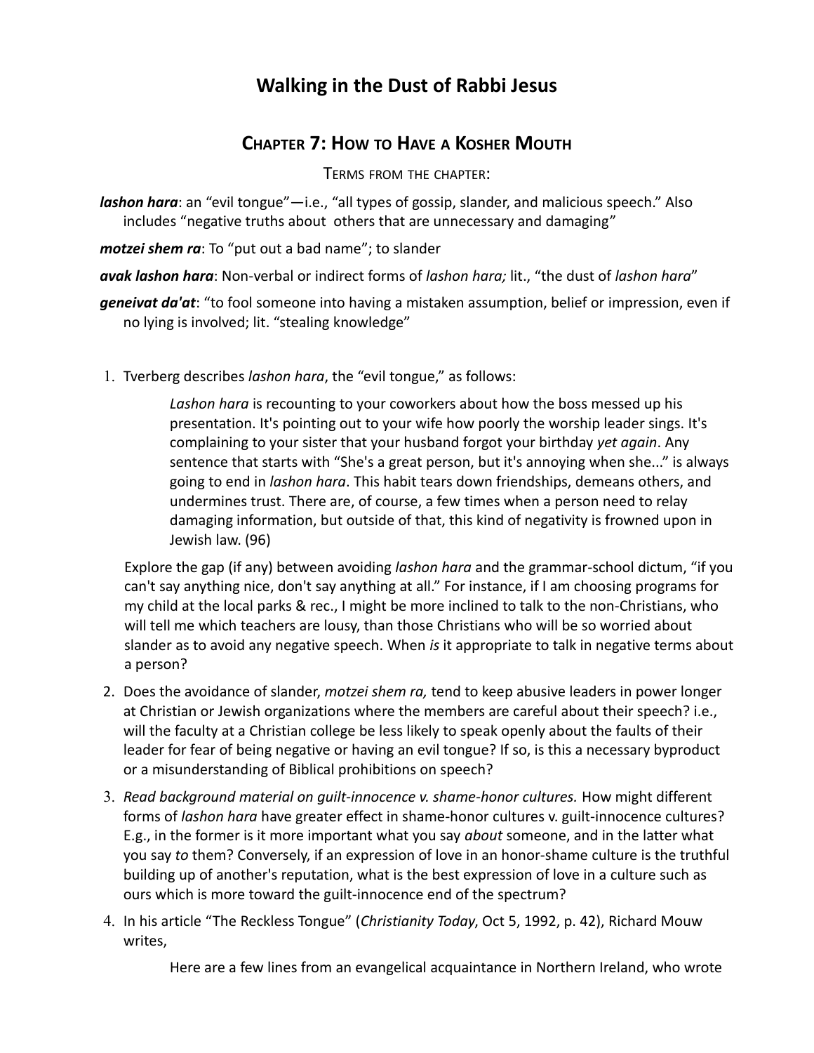# Walking in the Dust of Rabbi Jesus

## Chapter 7: How to Have a Kosher Mouth

Terms from the chapter:

***lashon hara***: an "evil tongue"—i.e., "all types of gossip, slander, and malicious speech." Also includes "negative truths about others that are unnecessary and damaging"

***motzei shem ra***: To "put out a bad name"; to slander

***avak lashon hara***: Non-verbal or indirect forms of *lashon hara;* lit., "the dust of *lashon hara*"

***geneivat da'at***: "to fool someone into having a mistaken assumption, belief or impression, even if no lying is involved; lit. "stealing knowledge"

1. Tverberg describes *lashon hara*, the "evil tongue," as follows:

   > *Lashon hara* is recounting to your coworkers about how the boss messed up his presentation. It's pointing out to your wife how poorly the worship leader sings. It's complaining to your sister that your husband forgot your birthday *yet again*. Any sentence that starts with "She's a great person, but it's annoying when she..." is always going to end in *lashon hara*. This habit tears down friendships, demeans others, and undermines trust. There are, of course, a few times when a person need to relay damaging information, but outside of that, this kind of negativity is frowned upon in Jewish law. (96)

   Explore the gap (if any) between avoiding *lashon hara* and the grammar-school dictum, "if you can't say anything nice, don't say anything at all." For instance, if I am choosing programs for my child at the local parks & rec., I might be more inclined to talk to the non-Christians, who will tell me which teachers are lousy, than those Christians who will be so worried about slander as to avoid any negative speech. When *is* it appropriate to talk in negative terms about a person?

2. Does the avoidance of slander, *motzei shem ra,* tend to keep abusive leaders in power longer at Christian or Jewish organizations where the members are careful about their speech? i.e., will the faculty at a Christian college be less likely to speak openly about the faults of their leader for fear of being negative or having an evil tongue? If so, is this a necessary byproduct or a misunderstanding of Biblical prohibitions on speech?

3. *Read background material on guilt-innocence v. shame-honor cultures.* How might different forms of *lashon hara* have greater effect in shame-honor cultures v. guilt-innocence cultures? E.g., in the former is it more important what you say *about* someone, and in the latter what you say *to* them? Conversely, if an expression of love in an honor-shame culture is the truthful building up of another's reputation, what is the best expression of love in a culture such as ours which is more toward the guilt-innocence end of the spectrum?

4. In his article "The Reckless Tongue" (*Christianity Today*, Oct 5, 1992, p. 42), Richard Mouw writes,

   > Here are a few lines from an evangelical acquaintance in Northern Ireland, who wrote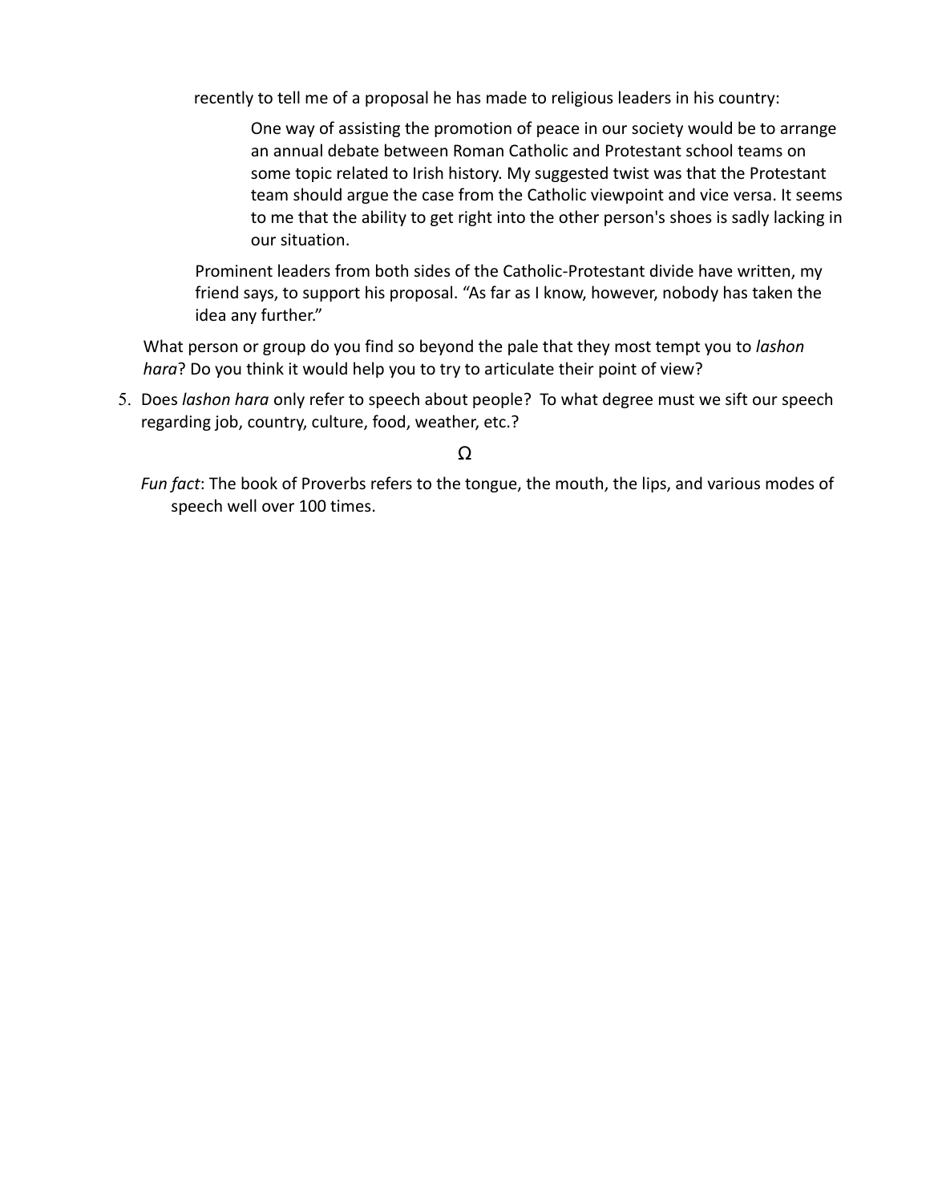recently to tell me of a proposal he has made to religious leaders in his country:

> One way of assisting the promotion of peace in our society would be to arrange an annual debate between Roman Catholic and Protestant school teams on some topic related to Irish history. My suggested twist was that the Protestant team should argue the case from the Catholic viewpoint and vice versa. It seems to me that the ability to get right into the other person's shoes is sadly lacking in our situation.

Prominent leaders from both sides of the Catholic-Protestant divide have written, my friend says, to support his proposal. "As far as I know, however, nobody has taken the idea any further."

What person or group do you find so beyond the pale that they most tempt you to *lashon hara*? Do you think it would help you to try to articulate their point of view?

5. Does *lashon hara* only refer to speech about people? To what degree must we sift our speech regarding job, country, culture, food, weather, etc.?

Ω

*Fun fact*: The book of Proverbs refers to the tongue, the mouth, the lips, and various modes of speech well over 100 times.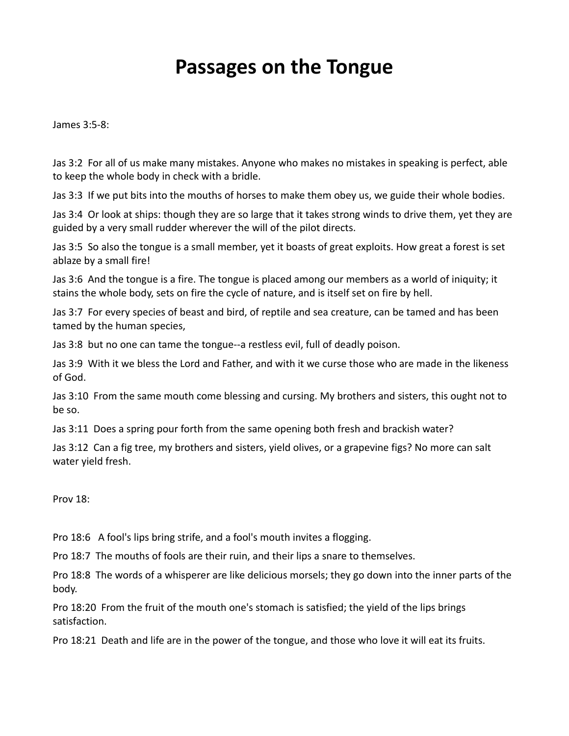# Passages on the Tongue

James 3:5-8:

Jas 3:2  For all of us make many mistakes. Anyone who makes no mistakes in speaking is perfect, able to keep the whole body in check with a bridle.

Jas 3:3  If we put bits into the mouths of horses to make them obey us, we guide their whole bodies.

Jas 3:4  Or look at ships: though they are so large that it takes strong winds to drive them, yet they are guided by a very small rudder wherever the will of the pilot directs.

Jas 3:5  So also the tongue is a small member, yet it boasts of great exploits. How great a forest is set ablaze by a small fire!

Jas 3:6  And the tongue is a fire. The tongue is placed among our members as a world of iniquity; it stains the whole body, sets on fire the cycle of nature, and is itself set on fire by hell.

Jas 3:7  For every species of beast and bird, of reptile and sea creature, can be tamed and has been tamed by the human species,

Jas 3:8  but no one can tame the tongue--a restless evil, full of deadly poison.

Jas 3:9  With it we bless the Lord and Father, and with it we curse those who are made in the likeness of God.

Jas 3:10  From the same mouth come blessing and cursing. My brothers and sisters, this ought not to be so.

Jas 3:11  Does a spring pour forth from the same opening both fresh and brackish water?

Jas 3:12  Can a fig tree, my brothers and sisters, yield olives, or a grapevine figs? No more can salt water yield fresh.

Prov 18:

Pro 18:6   A fool's lips bring strife, and a fool's mouth invites a flogging.

Pro 18:7  The mouths of fools are their ruin, and their lips a snare to themselves.

Pro 18:8  The words of a whisperer are like delicious morsels; they go down into the inner parts of the body.

Pro 18:20  From the fruit of the mouth one's stomach is satisfied; the yield of the lips brings satisfaction.

Pro 18:21  Death and life are in the power of the tongue, and those who love it will eat its fruits.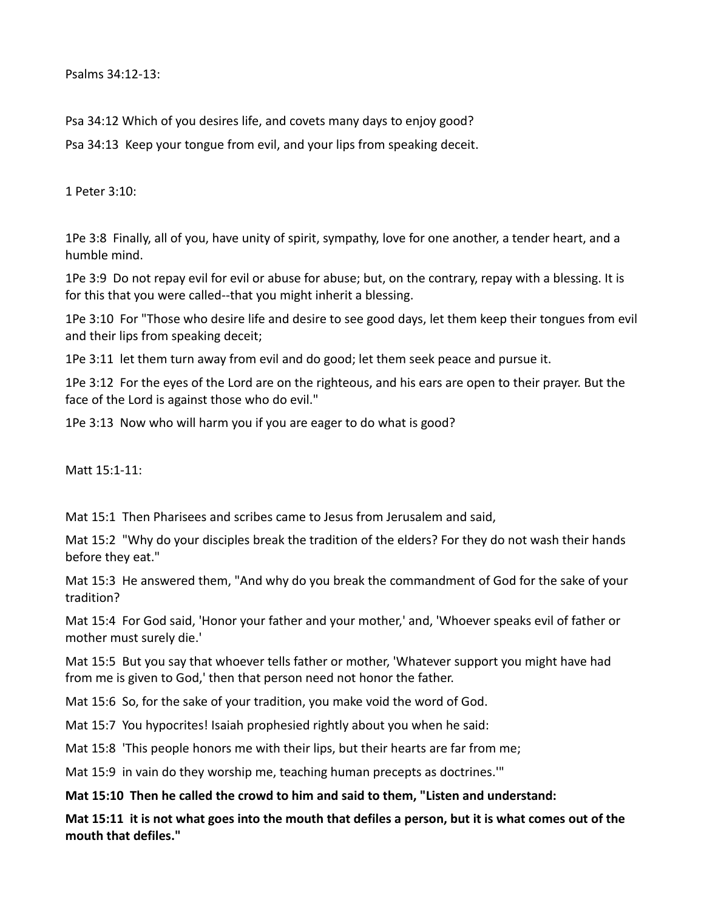Psalms 34:12-13:

Psa 34:12 Which of you desires life, and covets many days to enjoy good?

Psa 34:13 Keep your tongue from evil, and your lips from speaking deceit.

1 Peter 3:10:

1Pe 3:8 Finally, all of you, have unity of spirit, sympathy, love for one another, a tender heart, and a humble mind.

1Pe 3:9 Do not repay evil for evil or abuse for abuse; but, on the contrary, repay with a blessing. It is for this that you were called--that you might inherit a blessing.

1Pe 3:10 For "Those who desire life and desire to see good days, let them keep their tongues from evil and their lips from speaking deceit;

1Pe 3:11 let them turn away from evil and do good; let them seek peace and pursue it.

1Pe 3:12 For the eyes of the Lord are on the righteous, and his ears are open to their prayer. But the face of the Lord is against those who do evil."

1Pe 3:13 Now who will harm you if you are eager to do what is good?

Matt 15:1-11:

Mat 15:1 Then Pharisees and scribes came to Jesus from Jerusalem and said,

Mat 15:2 "Why do your disciples break the tradition of the elders? For they do not wash their hands before they eat."

Mat 15:3 He answered them, "And why do you break the commandment of God for the sake of your tradition?

Mat 15:4 For God said, 'Honor your father and your mother,' and, 'Whoever speaks evil of father or mother must surely die.'

Mat 15:5 But you say that whoever tells father or mother, 'Whatever support you might have had from me is given to God,' then that person need not honor the father.

Mat 15:6 So, for the sake of your tradition, you make void the word of God.

Mat 15:7 You hypocrites! Isaiah prophesied rightly about you when he said:

Mat 15:8 'This people honors me with their lips, but their hearts are far from me;

Mat 15:9 in vain do they worship me, teaching human precepts as doctrines.'"

**Mat 15:10 Then he called the crowd to him and said to them, "Listen and understand:**

**Mat 15:11 it is not what goes into the mouth that defiles a person, but it is what comes out of the mouth that defiles."**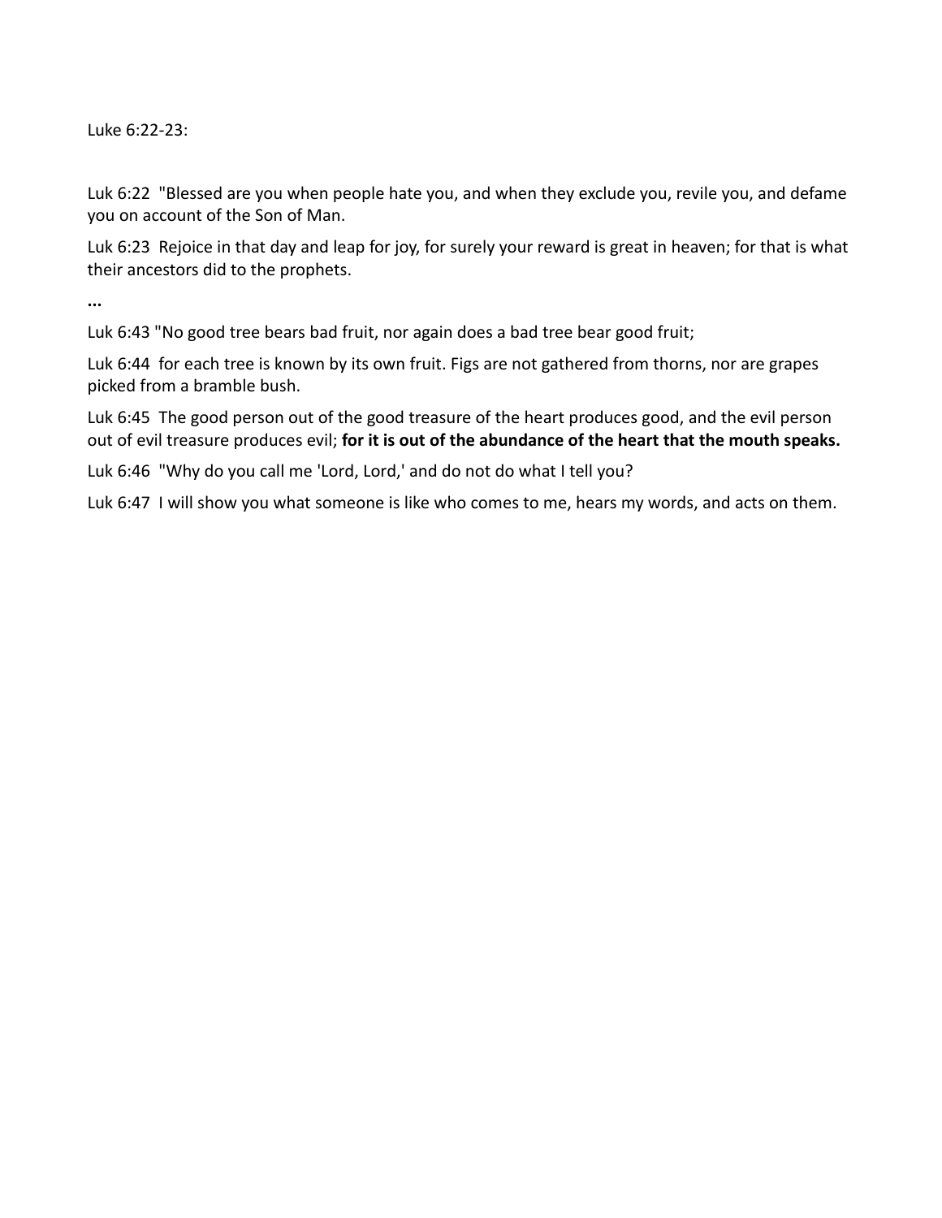Luke 6:22-23:

Luk 6:22 "Blessed are you when people hate you, and when they exclude you, revile you, and defame you on account of the Son of Man.

Luk 6:23 Rejoice in that day and leap for joy, for surely your reward is great in heaven; for that is what their ancestors did to the prophets.

**...**

Luk 6:43 "No good tree bears bad fruit, nor again does a bad tree bear good fruit;

Luk 6:44 for each tree is known by its own fruit. Figs are not gathered from thorns, nor are grapes picked from a bramble bush.

Luk 6:45 The good person out of the good treasure of the heart produces good, and the evil person out of evil treasure produces evil; **for it is out of the abundance of the heart that the mouth speaks.**

Luk 6:46 "Why do you call me 'Lord, Lord,' and do not do what I tell you?

Luk 6:47 I will show you what someone is like who comes to me, hears my words, and acts on them.